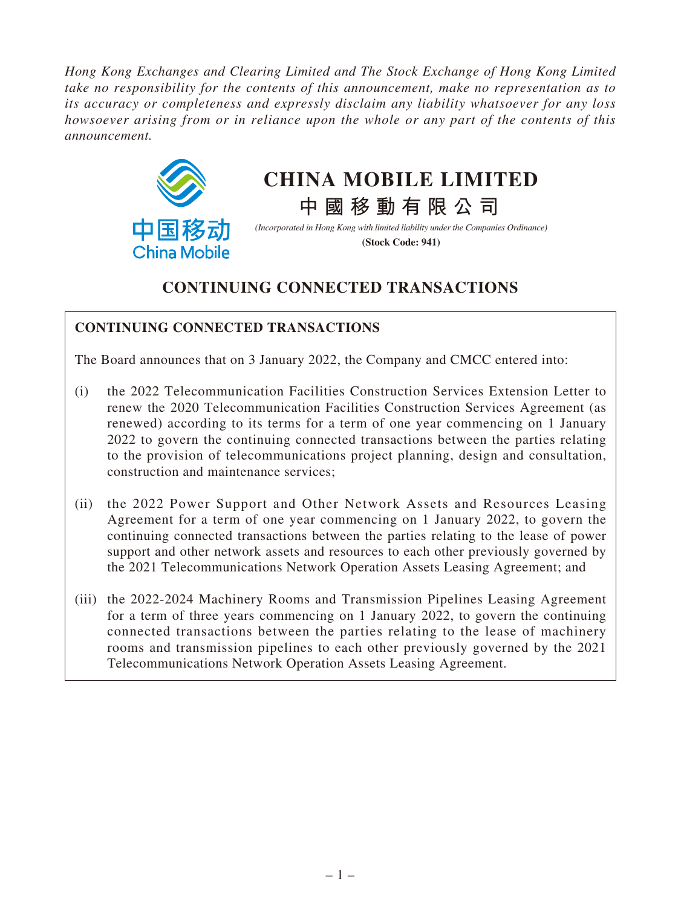*Hong Kong Exchanges and Clearing Limited and The Stock Exchange of Hong Kong Limited take no responsibility for the contents of this announcement, make no representation as to its accuracy or completeness and expressly disclaim any liability whatsoever for any loss howsoever arising from or in reliance upon the whole or any part of the contents of this announcement.*

# CHINA MOBILE LIMITED

# 中國移動有限公司

*(Incorporated in Hong Kong with limited liability under the Companies Ordinance)*

**(Stock Code: 941)**

## CONTINUING CONNECTED TRANSACTIONS

### CONTINUING CONNECTED TRANSACTIONS

The Board announces that on 3 January 2022, the Company and CMCC entered into:

(i) the 2022 Telecommunication Facilities Construction Services Extension Letter to renew the 2020 Telecommunication Facilities Construction Services Agreement (as renewed) according to its terms for a term of one year commencing on 1 January 2022 to govern the continuing connected transactions between the parties relating to the provision of telecommunications project planning, design and consultation, construction and maintenance services;

(ii) the 2022 Power Support and Other Network Assets and Resources Leasing Agreement for a term of one year commencing on 1 January 2022, to govern the continuing connected transactions between the parties relating to the lease of power support and other network assets and resources to each other previously governed by the 2021 Telecommunications Network Operation Assets Leasing Agreement; and

(iii) the 2022-2024 Machinery Rooms and Transmission Pipelines Leasing Agreement for a term of three years commencing on 1 January 2022, to govern the continuing connected transactions between the parties relating to the lease of machinery rooms and transmission pipelines to each other previously governed by the 2021 Telecommunications Network Operation Assets Leasing Agreement.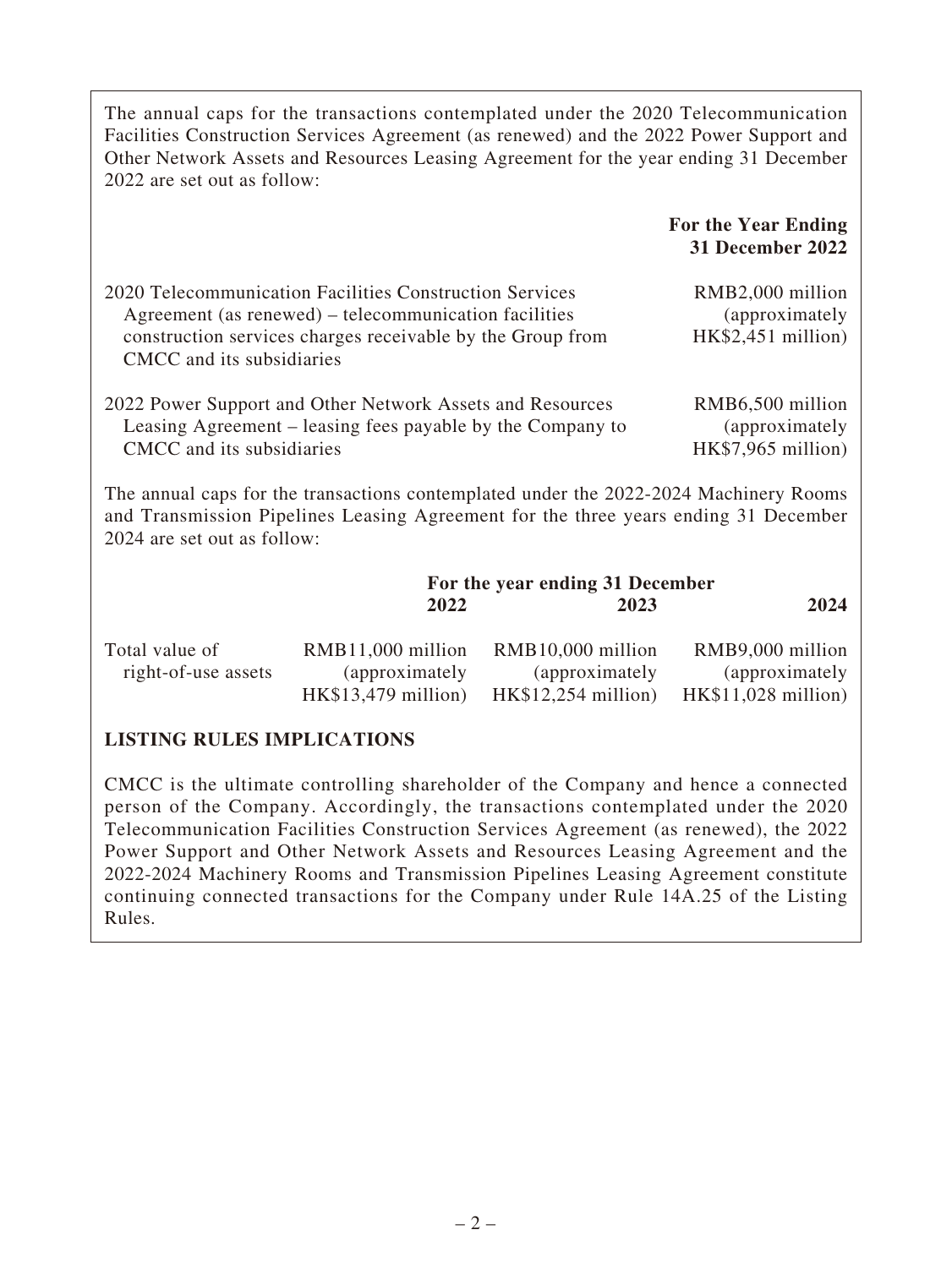The annual caps for the transactions contemplated under the 2020 Telecommunication Facilities Construction Services Agreement (as renewed) and the 2022 Power Support and Other Network Assets and Resources Leasing Agreement for the year ending 31 December 2022 are set out as follow:

| | **For the Year Ending 31 December 2022** |
|---|---|
| 2020 Telecommunication Facilities Construction Services Agreement (as renewed) – telecommunication facilities construction services charges receivable by the Group from CMCC and its subsidiaries | RMB2,000 million (approximately HK$2,451 million) |
| 2022 Power Support and Other Network Assets and Resources Leasing Agreement – leasing fees payable by the Company to CMCC and its subsidiaries | RMB6,500 million (approximately HK$7,965 million) |

The annual caps for the transactions contemplated under the 2022-2024 Machinery Rooms and Transmission Pipelines Leasing Agreement for the three years ending 31 December 2024 are set out as follow:

| | **For the year ending 31 December** | | |
|---|---|---|---|
| | **2022** | **2023** | **2024** |
| Total value of right-of-use assets | RMB11,000 million (approximately HK$13,479 million) | RMB10,000 million (approximately HK$12,254 million) | RMB9,000 million (approximately HK$11,028 million) |

**LISTING RULES IMPLICATIONS**

CMCC is the ultimate controlling shareholder of the Company and hence a connected person of the Company. Accordingly, the transactions contemplated under the 2020 Telecommunication Facilities Construction Services Agreement (as renewed), the 2022 Power Support and Other Network Assets and Resources Leasing Agreement and the 2022-2024 Machinery Rooms and Transmission Pipelines Leasing Agreement constitute continuing connected transactions for the Company under Rule 14A.25 of the Listing Rules.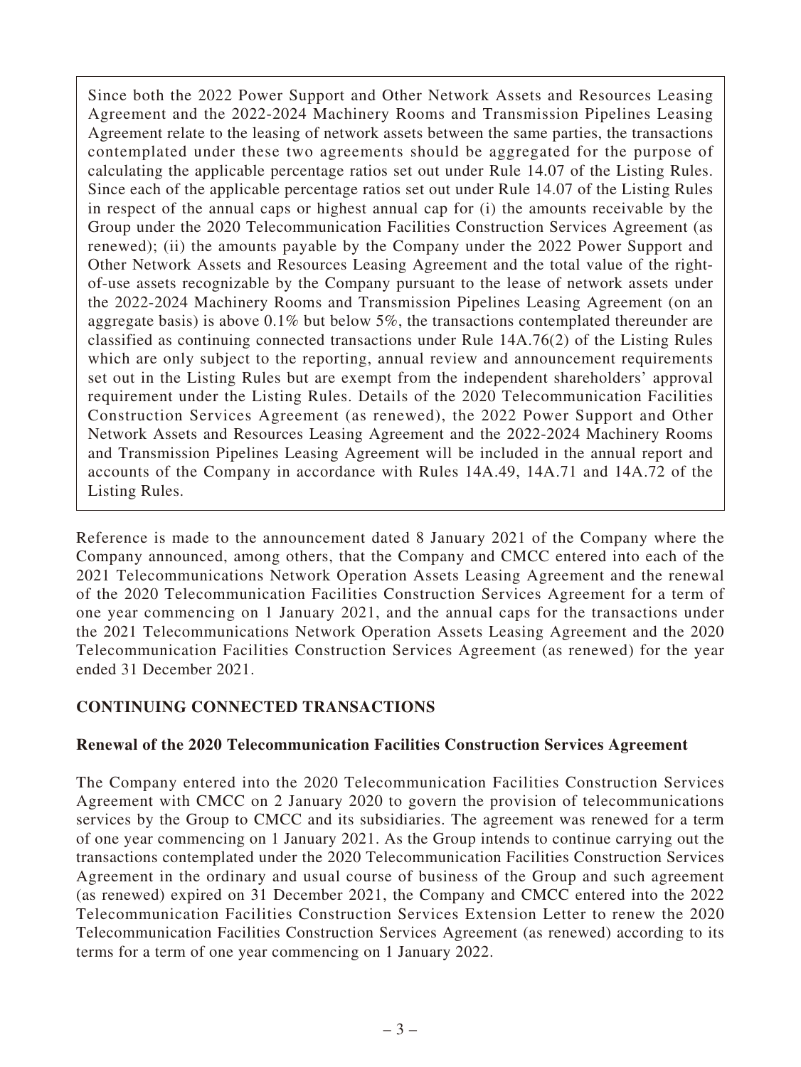Since both the 2022 Power Support and Other Network Assets and Resources Leasing Agreement and the 2022-2024 Machinery Rooms and Transmission Pipelines Leasing Agreement relate to the leasing of network assets between the same parties, the transactions contemplated under these two agreements should be aggregated for the purpose of calculating the applicable percentage ratios set out under Rule 14.07 of the Listing Rules. Since each of the applicable percentage ratios set out under Rule 14.07 of the Listing Rules in respect of the annual caps or highest annual cap for (i) the amounts receivable by the Group under the 2020 Telecommunication Facilities Construction Services Agreement (as renewed); (ii) the amounts payable by the Company under the 2022 Power Support and Other Network Assets and Resources Leasing Agreement and the total value of the right-of-use assets recognizable by the Company pursuant to the lease of network assets under the 2022-2024 Machinery Rooms and Transmission Pipelines Leasing Agreement (on an aggregate basis) is above 0.1% but below 5%, the transactions contemplated thereunder are classified as continuing connected transactions under Rule 14A.76(2) of the Listing Rules which are only subject to the reporting, annual review and announcement requirements set out in the Listing Rules but are exempt from the independent shareholders' approval requirement under the Listing Rules. Details of the 2020 Telecommunication Facilities Construction Services Agreement (as renewed), the 2022 Power Support and Other Network Assets and Resources Leasing Agreement and the 2022-2024 Machinery Rooms and Transmission Pipelines Leasing Agreement will be included in the annual report and accounts of the Company in accordance with Rules 14A.49, 14A.71 and 14A.72 of the Listing Rules.

Reference is made to the announcement dated 8 January 2021 of the Company where the Company announced, among others, that the Company and CMCC entered into each of the 2021 Telecommunications Network Operation Assets Leasing Agreement and the renewal of the 2020 Telecommunication Facilities Construction Services Agreement for a term of one year commencing on 1 January 2021, and the annual caps for the transactions under the 2021 Telecommunications Network Operation Assets Leasing Agreement and the 2020 Telecommunication Facilities Construction Services Agreement (as renewed) for the year ended 31 December 2021.

## CONTINUING CONNECTED TRANSACTIONS

### Renewal of the 2020 Telecommunication Facilities Construction Services Agreement

The Company entered into the 2020 Telecommunication Facilities Construction Services Agreement with CMCC on 2 January 2020 to govern the provision of telecommunications services by the Group to CMCC and its subsidiaries. The agreement was renewed for a term of one year commencing on 1 January 2021. As the Group intends to continue carrying out the transactions contemplated under the 2020 Telecommunication Facilities Construction Services Agreement in the ordinary and usual course of business of the Group and such agreement (as renewed) expired on 31 December 2021, the Company and CMCC entered into the 2022 Telecommunication Facilities Construction Services Extension Letter to renew the 2020 Telecommunication Facilities Construction Services Agreement (as renewed) according to its terms for a term of one year commencing on 1 January 2022.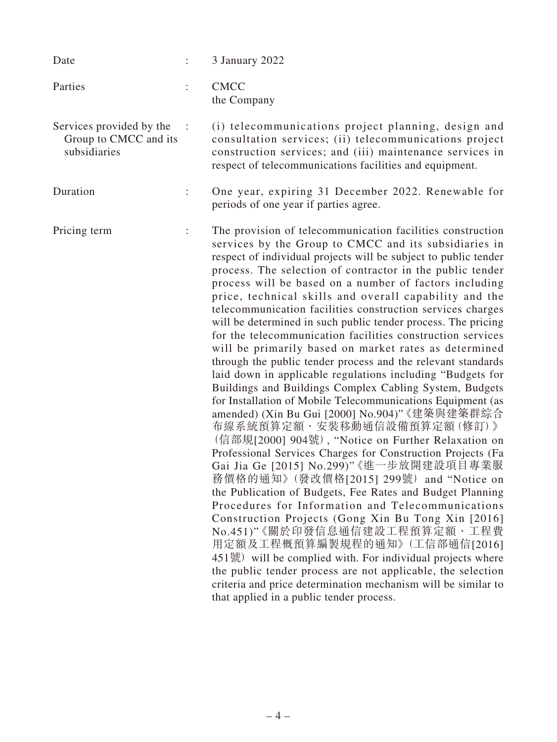| | | |
|---|---|---|
| Date | : | 3 January 2022 |
| Parties | : | CMCC<br>the Company |
| Services provided by the Group to CMCC and its subsidiaries | : | (i) telecommunications project planning, design and consultation services; (ii) telecommunications project construction services; and (iii) maintenance services in respect of telecommunications facilities and equipment. |
| Duration | : | One year, expiring 31 December 2022. Renewable for periods of one year if parties agree. |
| Pricing term | : | The provision of telecommunication facilities construction services by the Group to CMCC and its subsidiaries in respect of individual projects will be subject to public tender process. The selection of contractor in the public tender process will be based on a number of factors including price, technical skills and overall capability and the telecommunication facilities construction services charges will be determined in such public tender process. The pricing for the telecommunication facilities construction services will be primarily based on market rates as determined through the public tender process and the relevant standards laid down in applicable regulations including "Budgets for Buildings and Buildings Complex Cabling System, Budgets for Installation of Mobile Telecommunications Equipment (as amended) (Xin Bu Gui [2000] No.904)"《建築與建築群綜合布線系統預算定額、安裝移動通信設備預算定額(修訂)》(信部規[2000] 904號), "Notice on Further Relaxation on Professional Services Charges for Construction Projects (Fa Gai Jia Ge [2015] No.299)"《進一步放開建設項目專業服務價格的通知》(發改價格[2015] 299號) and "Notice on the Publication of Budgets, Fee Rates and Budget Planning Procedures for Information and Telecommunications Construction Projects (Gong Xin Bu Tong Xin [2016] No.451)"《關於印發信息通信建設工程預算定額、工程費用定額及工程概預算編製規程的通知》(工信部通信[2016] 451號) will be complied with. For individual projects where the public tender process are not applicable, the selection criteria and price determination mechanism will be similar to that applied in a public tender process. |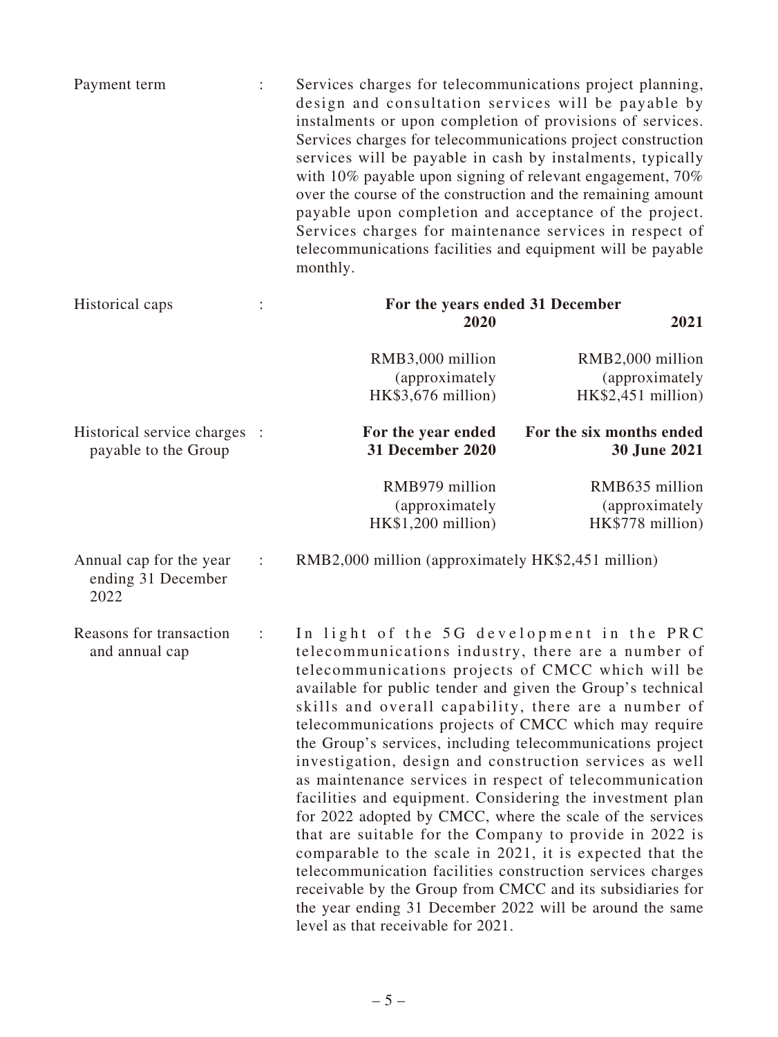| | | | |
|---|---|---|---|
| Payment term | : | Services charges for telecommunications project planning, design and consultation services will be payable by instalments or upon completion of provisions of services. Services charges for telecommunications project construction services will be payable in cash by instalments, typically with 10% payable upon signing of relevant engagement, 70% over the course of the construction and the remaining amount payable upon completion and acceptance of the project. Services charges for maintenance services in respect of telecommunications facilities and equipment will be payable monthly. | |
| Historical caps | : | **For the years ended 31 December** | |
| | | **2020** | **2021** |
| | | RMB3,000 million (approximately HK$3,676 million) | RMB2,000 million (approximately HK$2,451 million) |
| Historical service charges payable to the Group | : | **For the year ended 31 December 2020** | **For the six months ended 30 June 2021** |
| | | RMB979 million (approximately HK$1,200 million) | RMB635 million (approximately HK$778 million) |
| Annual cap for the year ending 31 December 2022 | : | RMB2,000 million (approximately HK$2,451 million) | |
| Reasons for transaction and annual cap | : | In light of the 5G development in the PRC telecommunications industry, there are a number of telecommunications projects of CMCC which will be available for public tender and given the Group's technical skills and overall capability, there are a number of telecommunications projects of CMCC which may require the Group's services, including telecommunications project investigation, design and construction services as well as maintenance services in respect of telecommunication facilities and equipment. Considering the investment plan for 2022 adopted by CMCC, where the scale of the services that are suitable for the Company to provide in 2022 is comparable to the scale in 2021, it is expected that the telecommunication facilities construction services charges receivable by the Group from CMCC and its subsidiaries for the year ending 31 December 2022 will be around the same level as that receivable for 2021. | |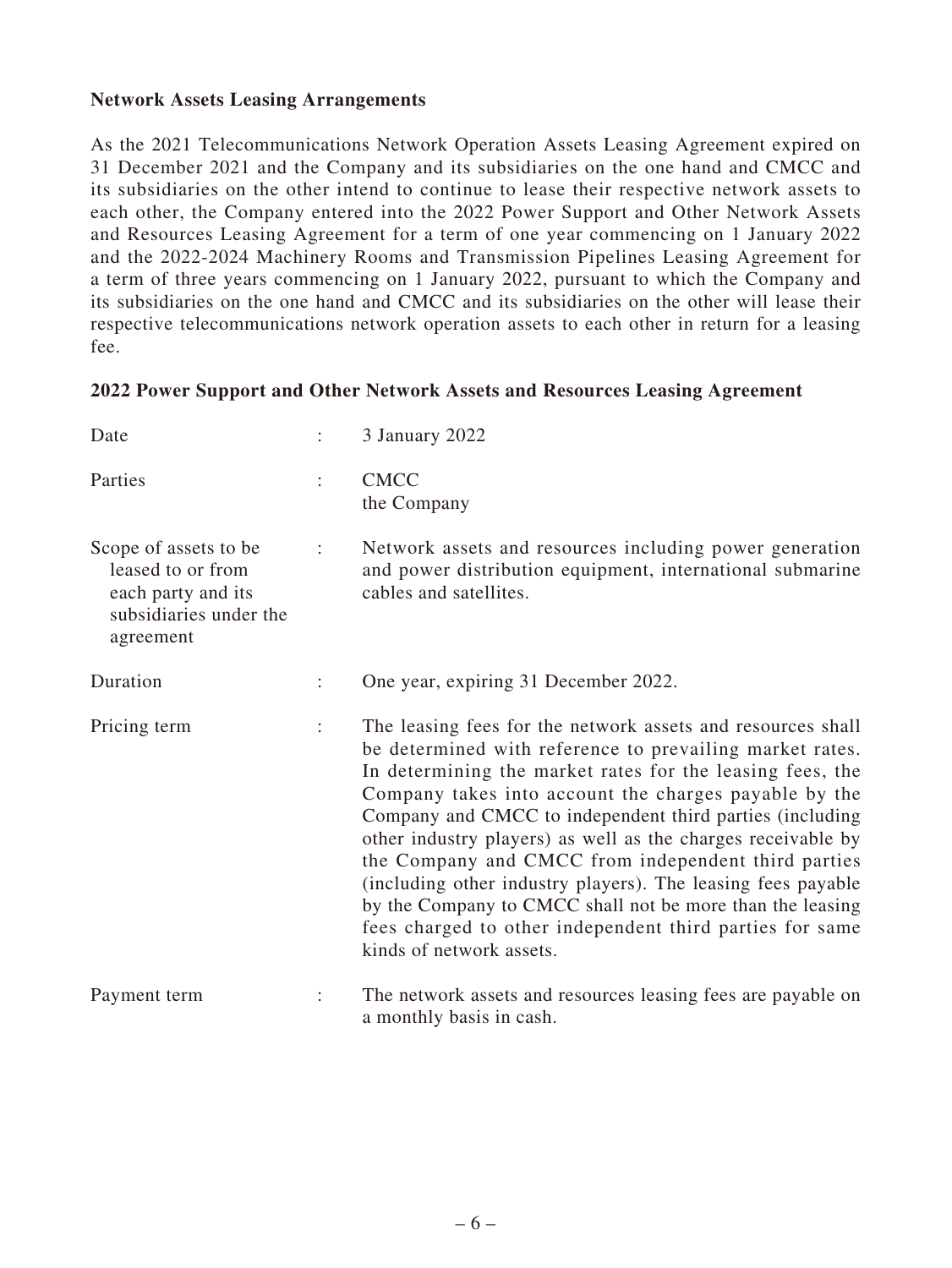**Network Assets Leasing Arrangements**

As the 2021 Telecommunications Network Operation Assets Leasing Agreement expired on 31 December 2021 and the Company and its subsidiaries on the one hand and CMCC and its subsidiaries on the other intend to continue to lease their respective network assets to each other, the Company entered into the 2022 Power Support and Other Network Assets and Resources Leasing Agreement for a term of one year commencing on 1 January 2022 and the 2022-2024 Machinery Rooms and Transmission Pipelines Leasing Agreement for a term of three years commencing on 1 January 2022, pursuant to which the Company and its subsidiaries on the one hand and CMCC and its subsidiaries on the other will lease their respective telecommunications network operation assets to each other in return for a leasing fee.

**2022 Power Support and Other Network Assets and Resources Leasing Agreement**

| | | |
|---|---|---|
| Date | : | 3 January 2022 |
| Parties | : | CMCC<br>the Company |
| Scope of assets to be leased to or from each party and its subsidiaries under the agreement | : | Network assets and resources including power generation and power distribution equipment, international submarine cables and satellites. |
| Duration | : | One year, expiring 31 December 2022. |
| Pricing term | : | The leasing fees for the network assets and resources shall be determined with reference to prevailing market rates. In determining the market rates for the leasing fees, the Company takes into account the charges payable by the Company and CMCC to independent third parties (including other industry players) as well as the charges receivable by the Company and CMCC from independent third parties (including other industry players). The leasing fees payable by the Company to CMCC shall not be more than the leasing fees charged to other independent third parties for same kinds of network assets. |
| Payment term | : | The network assets and resources leasing fees are payable on a monthly basis in cash. |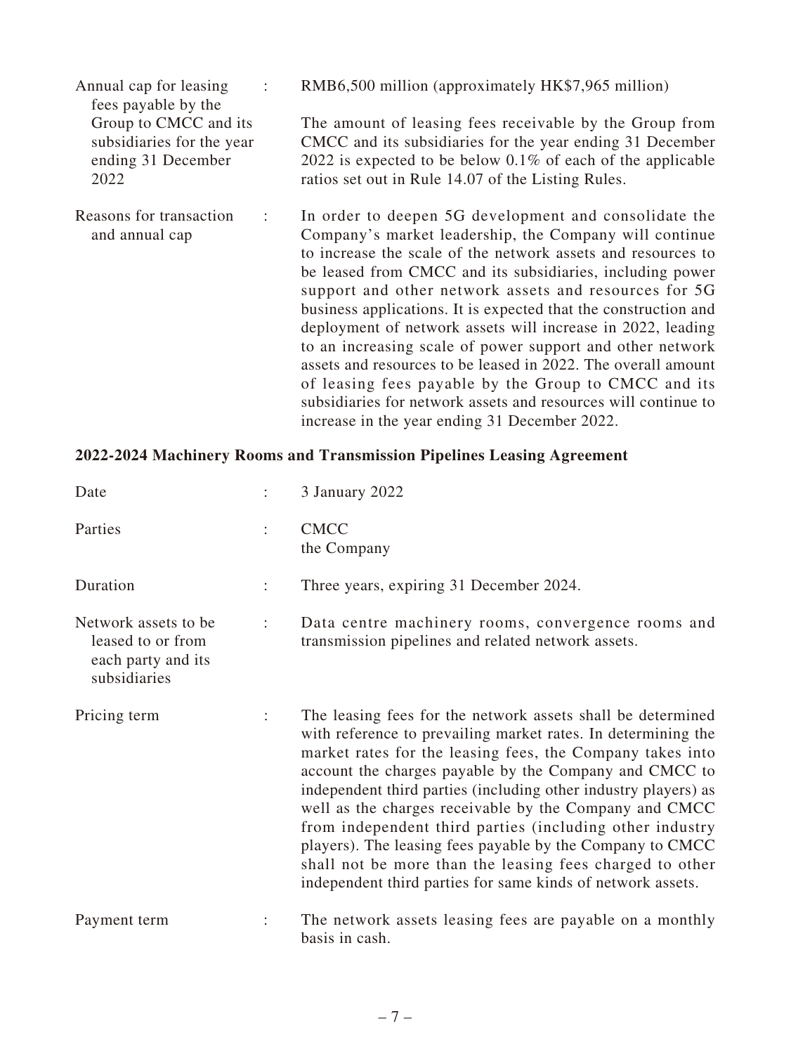| | | |
|---|---|---|
| Annual cap for leasing fees payable by the Group to CMCC and its subsidiaries for the year ending 31 December 2022 | : | RMB6,500 million (approximately HK$7,965 million)<br><br>The amount of leasing fees receivable by the Group from CMCC and its subsidiaries for the year ending 31 December 2022 is expected to be below 0.1% of each of the applicable ratios set out in Rule 14.07 of the Listing Rules. |
| Reasons for transaction and annual cap | : | In order to deepen 5G development and consolidate the Company's market leadership, the Company will continue to increase the scale of the network assets and resources to be leased from CMCC and its subsidiaries, including power support and other network assets and resources for 5G business applications. It is expected that the construction and deployment of network assets will increase in 2022, leading to an increasing scale of power support and other network assets and resources to be leased in 2022. The overall amount of leasing fees payable by the Group to CMCC and its subsidiaries for network assets and resources will continue to increase in the year ending 31 December 2022. |

**2022-2024 Machinery Rooms and Transmission Pipelines Leasing Agreement**

| | | |
|---|---|---|
| Date | : | 3 January 2022 |
| Parties | : | CMCC<br>the Company |
| Duration | : | Three years, expiring 31 December 2024. |
| Network assets to be leased to or from each party and its subsidiaries | : | Data centre machinery rooms, convergence rooms and transmission pipelines and related network assets. |
| Pricing term | : | The leasing fees for the network assets shall be determined with reference to prevailing market rates. In determining the market rates for the leasing fees, the Company takes into account the charges payable by the Company and CMCC to independent third parties (including other industry players) as well as the charges receivable by the Company and CMCC from independent third parties (including other industry players). The leasing fees payable by the Company to CMCC shall not be more than the leasing fees charged to other independent third parties for same kinds of network assets. |
| Payment term | : | The network assets leasing fees are payable on a monthly basis in cash. |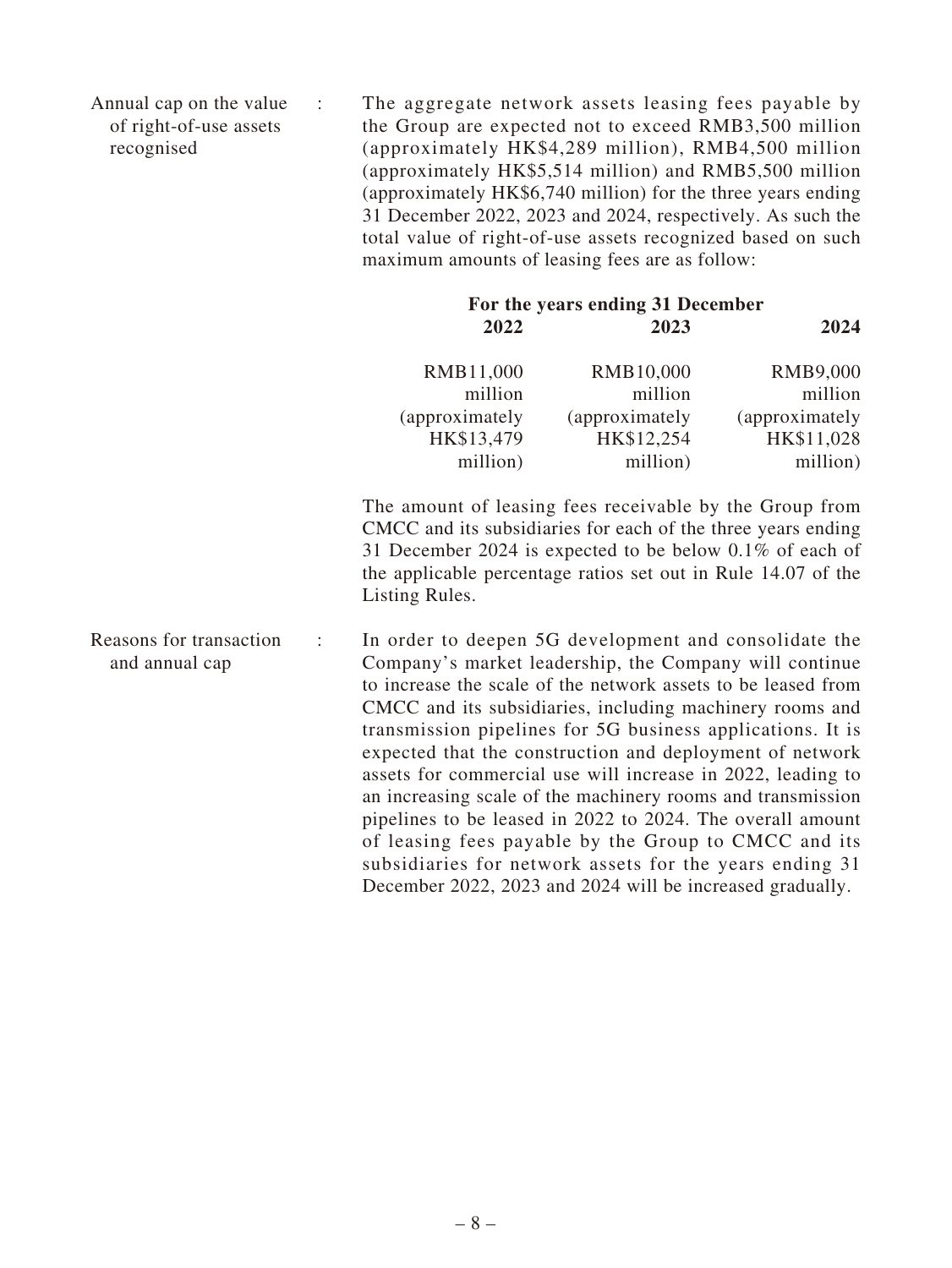Annual cap on the value of right-of-use assets recognised : The aggregate network assets leasing fees payable by the Group are expected not to exceed RMB3,500 million (approximately HK$4,289 million), RMB4,500 million (approximately HK$5,514 million) and RMB5,500 million (approximately HK$6,740 million) for the three years ending 31 December 2022, 2023 and 2024, respectively. As such the total value of right-of-use assets recognized based on such maximum amounts of leasing fees are as follow:

| For the years ending 31 December | | |
|---|---|---|
| **2022** | **2023** | **2024** |
| RMB11,000 million (approximately HK$13,479 million) | RMB10,000 million (approximately HK$12,254 million) | RMB9,000 million (approximately HK$11,028 million) |

The amount of leasing fees receivable by the Group from CMCC and its subsidiaries for each of the three years ending 31 December 2024 is expected to be below 0.1% of each of the applicable percentage ratios set out in Rule 14.07 of the Listing Rules.

Reasons for transaction and annual cap : In order to deepen 5G development and consolidate the Company's market leadership, the Company will continue to increase the scale of the network assets to be leased from CMCC and its subsidiaries, including machinery rooms and transmission pipelines for 5G business applications. It is expected that the construction and deployment of network assets for commercial use will increase in 2022, leading to an increasing scale of the machinery rooms and transmission pipelines to be leased in 2022 to 2024. The overall amount of leasing fees payable by the Group to CMCC and its subsidiaries for network assets for the years ending 31 December 2022, 2023 and 2024 will be increased gradually.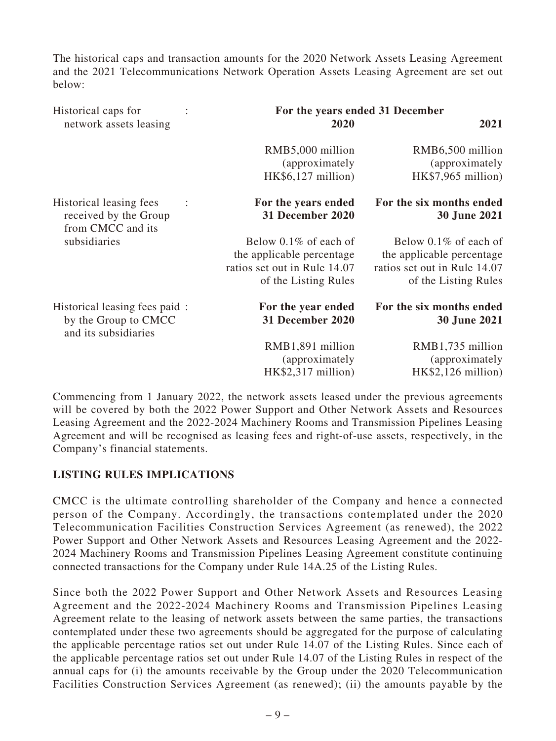The historical caps and transaction amounts for the 2020 Network Assets Leasing Agreement and the 2021 Telecommunications Network Operation Assets Leasing Agreement are set out below:

| | For the years ended 31 December 2020 | 2021 |
|---|---|---|
| Historical caps for network assets leasing : | RMB5,000 million (approximately HK$6,127 million) | RMB6,500 million (approximately HK$7,965 million) |
| | **For the years ended 31 December 2020** | **For the six months ended 30 June 2021** |
| Historical leasing fees received by the Group from CMCC and its subsidiaries : | Below 0.1% of each of the applicable percentage ratios set out in Rule 14.07 of the Listing Rules | Below 0.1% of each of the applicable percentage ratios set out in Rule 14.07 of the Listing Rules |
| | **For the year ended 31 December 2020** | **For the six months ended 30 June 2021** |
| Historical leasing fees paid by the Group to CMCC and its subsidiaries : | RMB1,891 million (approximately HK$2,317 million) | RMB1,735 million (approximately HK$2,126 million) |

Commencing from 1 January 2022, the network assets leased under the previous agreements will be covered by both the 2022 Power Support and Other Network Assets and Resources Leasing Agreement and the 2022-2024 Machinery Rooms and Transmission Pipelines Leasing Agreement and will be recognised as leasing fees and right-of-use assets, respectively, in the Company's financial statements.

## LISTING RULES IMPLICATIONS

CMCC is the ultimate controlling shareholder of the Company and hence a connected person of the Company. Accordingly, the transactions contemplated under the 2020 Telecommunication Facilities Construction Services Agreement (as renewed), the 2022 Power Support and Other Network Assets and Resources Leasing Agreement and the 2022-2024 Machinery Rooms and Transmission Pipelines Leasing Agreement constitute continuing connected transactions for the Company under Rule 14A.25 of the Listing Rules.

Since both the 2022 Power Support and Other Network Assets and Resources Leasing Agreement and the 2022-2024 Machinery Rooms and Transmission Pipelines Leasing Agreement relate to the leasing of network assets between the same parties, the transactions contemplated under these two agreements should be aggregated for the purpose of calculating the applicable percentage ratios set out under Rule 14.07 of the Listing Rules. Since each of the applicable percentage ratios set out under Rule 14.07 of the Listing Rules in respect of the annual caps for (i) the amounts receivable by the Group under the 2020 Telecommunication Facilities Construction Services Agreement (as renewed); (ii) the amounts payable by the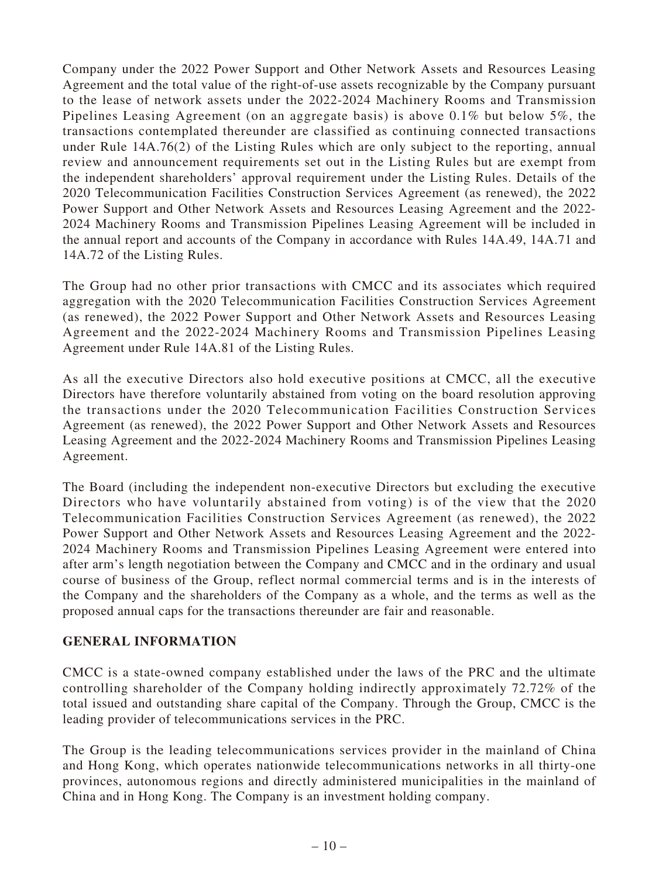Company under the 2022 Power Support and Other Network Assets and Resources Leasing Agreement and the total value of the right-of-use assets recognizable by the Company pursuant to the lease of network assets under the 2022-2024 Machinery Rooms and Transmission Pipelines Leasing Agreement (on an aggregate basis) is above 0.1% but below 5%, the transactions contemplated thereunder are classified as continuing connected transactions under Rule 14A.76(2) of the Listing Rules which are only subject to the reporting, annual review and announcement requirements set out in the Listing Rules but are exempt from the independent shareholders' approval requirement under the Listing Rules. Details of the 2020 Telecommunication Facilities Construction Services Agreement (as renewed), the 2022 Power Support and Other Network Assets and Resources Leasing Agreement and the 2022-2024 Machinery Rooms and Transmission Pipelines Leasing Agreement will be included in the annual report and accounts of the Company in accordance with Rules 14A.49, 14A.71 and 14A.72 of the Listing Rules.

The Group had no other prior transactions with CMCC and its associates which required aggregation with the 2020 Telecommunication Facilities Construction Services Agreement (as renewed), the 2022 Power Support and Other Network Assets and Resources Leasing Agreement and the 2022-2024 Machinery Rooms and Transmission Pipelines Leasing Agreement under Rule 14A.81 of the Listing Rules.

As all the executive Directors also hold executive positions at CMCC, all the executive Directors have therefore voluntarily abstained from voting on the board resolution approving the transactions under the 2020 Telecommunication Facilities Construction Services Agreement (as renewed), the 2022 Power Support and Other Network Assets and Resources Leasing Agreement and the 2022-2024 Machinery Rooms and Transmission Pipelines Leasing Agreement.

The Board (including the independent non-executive Directors but excluding the executive Directors who have voluntarily abstained from voting) is of the view that the 2020 Telecommunication Facilities Construction Services Agreement (as renewed), the 2022 Power Support and Other Network Assets and Resources Leasing Agreement and the 2022-2024 Machinery Rooms and Transmission Pipelines Leasing Agreement were entered into after arm's length negotiation between the Company and CMCC and in the ordinary and usual course of business of the Group, reflect normal commercial terms and is in the interests of the Company and the shareholders of the Company as a whole, and the terms as well as the proposed annual caps for the transactions thereunder are fair and reasonable.

## GENERAL INFORMATION

CMCC is a state-owned company established under the laws of the PRC and the ultimate controlling shareholder of the Company holding indirectly approximately 72.72% of the total issued and outstanding share capital of the Company. Through the Group, CMCC is the leading provider of telecommunications services in the PRC.

The Group is the leading telecommunications services provider in the mainland of China and Hong Kong, which operates nationwide telecommunications networks in all thirty-one provinces, autonomous regions and directly administered municipalities in the mainland of China and in Hong Kong. The Company is an investment holding company.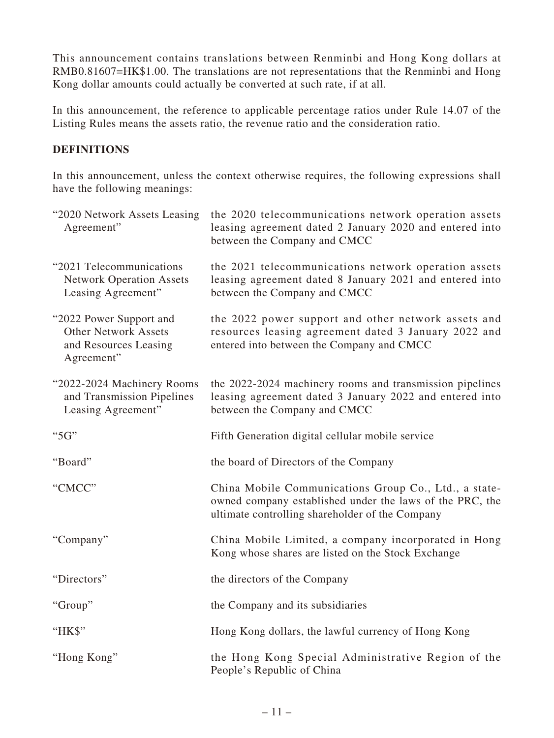This announcement contains translations between Renminbi and Hong Kong dollars at RMB0.81607=HK$1.00. The translations are not representations that the Renminbi and Hong Kong dollar amounts could actually be converted at such rate, if at all.

In this announcement, the reference to applicable percentage ratios under Rule 14.07 of the Listing Rules means the assets ratio, the revenue ratio and the consideration ratio.

**DEFINITIONS**

In this announcement, unless the context otherwise requires, the following expressions shall have the following meanings:

| | |
|---|---|
| "2020 Network Assets Leasing Agreement" | the 2020 telecommunications network operation assets leasing agreement dated 2 January 2020 and entered into between the Company and CMCC |
| "2021 Telecommunications Network Operation Assets Leasing Agreement" | the 2021 telecommunications network operation assets leasing agreement dated 8 January 2021 and entered into between the Company and CMCC |
| "2022 Power Support and Other Network Assets and Resources Leasing Agreement" | the 2022 power support and other network assets and resources leasing agreement dated 3 January 2022 and entered into between the Company and CMCC |
| "2022-2024 Machinery Rooms and Transmission Pipelines Leasing Agreement" | the 2022-2024 machinery rooms and transmission pipelines leasing agreement dated 3 January 2022 and entered into between the Company and CMCC |
| "5G" | Fifth Generation digital cellular mobile service |
| "Board" | the board of Directors of the Company |
| "CMCC" | China Mobile Communications Group Co., Ltd., a state-owned company established under the laws of the PRC, the ultimate controlling shareholder of the Company |
| "Company" | China Mobile Limited, a company incorporated in Hong Kong whose shares are listed on the Stock Exchange |
| "Directors" | the directors of the Company |
| "Group" | the Company and its subsidiaries |
| "HK$" | Hong Kong dollars, the lawful currency of Hong Kong |
| "Hong Kong" | the Hong Kong Special Administrative Region of the People's Republic of China |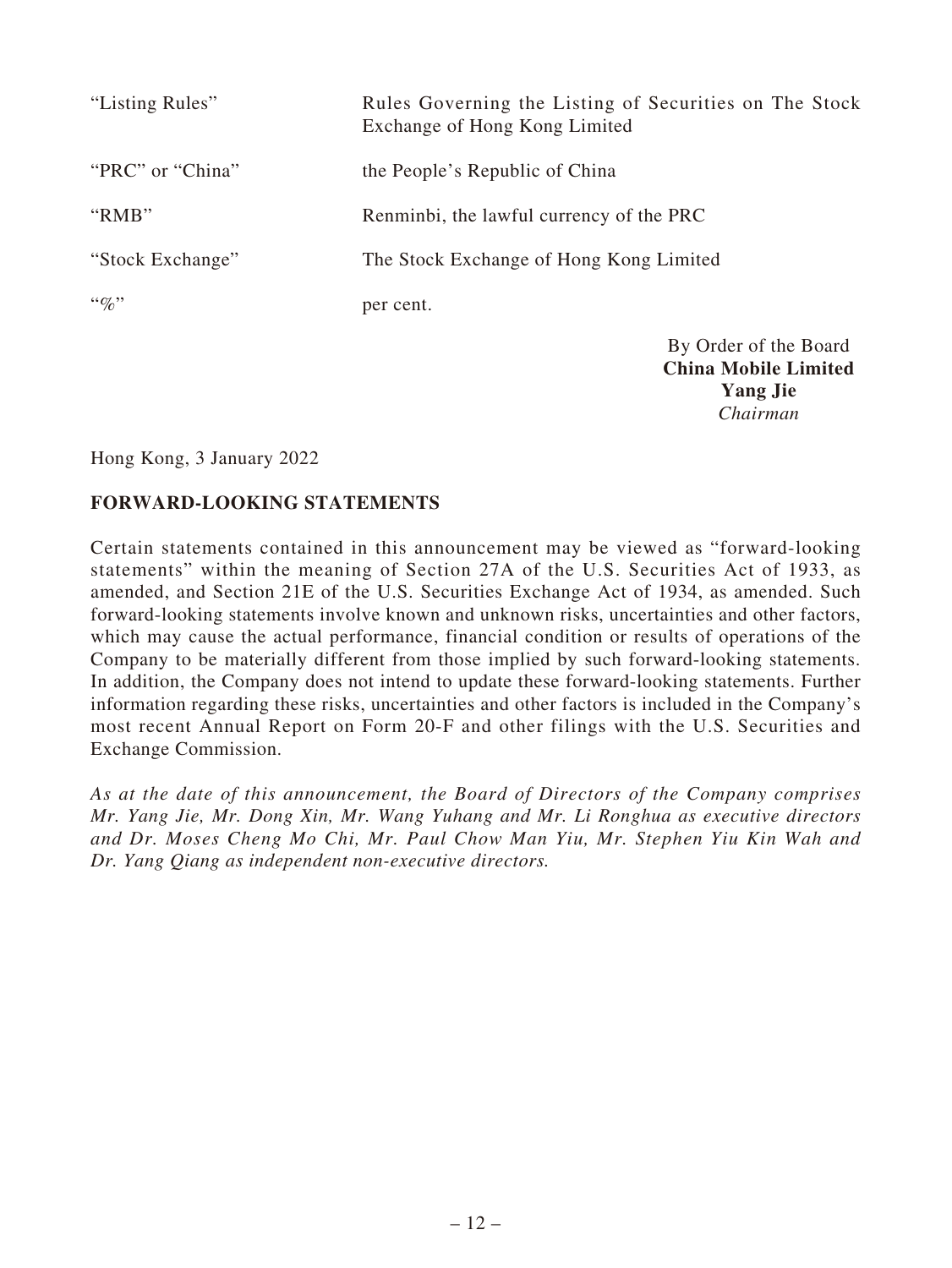| | |
|---|---|
| "Listing Rules" | Rules Governing the Listing of Securities on The Stock Exchange of Hong Kong Limited |
| "PRC" or "China" | the People's Republic of China |
| "RMB" | Renminbi, the lawful currency of the PRC |
| "Stock Exchange" | The Stock Exchange of Hong Kong Limited |
| "%" | per cent. |

By Order of the Board
**China Mobile Limited**
**Yang Jie**
*Chairman*

Hong Kong, 3 January 2022

**FORWARD-LOOKING STATEMENTS**

Certain statements contained in this announcement may be viewed as "forward-looking statements" within the meaning of Section 27A of the U.S. Securities Act of 1933, as amended, and Section 21E of the U.S. Securities Exchange Act of 1934, as amended. Such forward-looking statements involve known and unknown risks, uncertainties and other factors, which may cause the actual performance, financial condition or results of operations of the Company to be materially different from those implied by such forward-looking statements. In addition, the Company does not intend to update these forward-looking statements. Further information regarding these risks, uncertainties and other factors is included in the Company's most recent Annual Report on Form 20-F and other filings with the U.S. Securities and Exchange Commission.

*As at the date of this announcement, the Board of Directors of the Company comprises Mr. Yang Jie, Mr. Dong Xin, Mr. Wang Yuhang and Mr. Li Ronghua as executive directors and Dr. Moses Cheng Mo Chi, Mr. Paul Chow Man Yiu, Mr. Stephen Yiu Kin Wah and Dr. Yang Qiang as independent non-executive directors.*